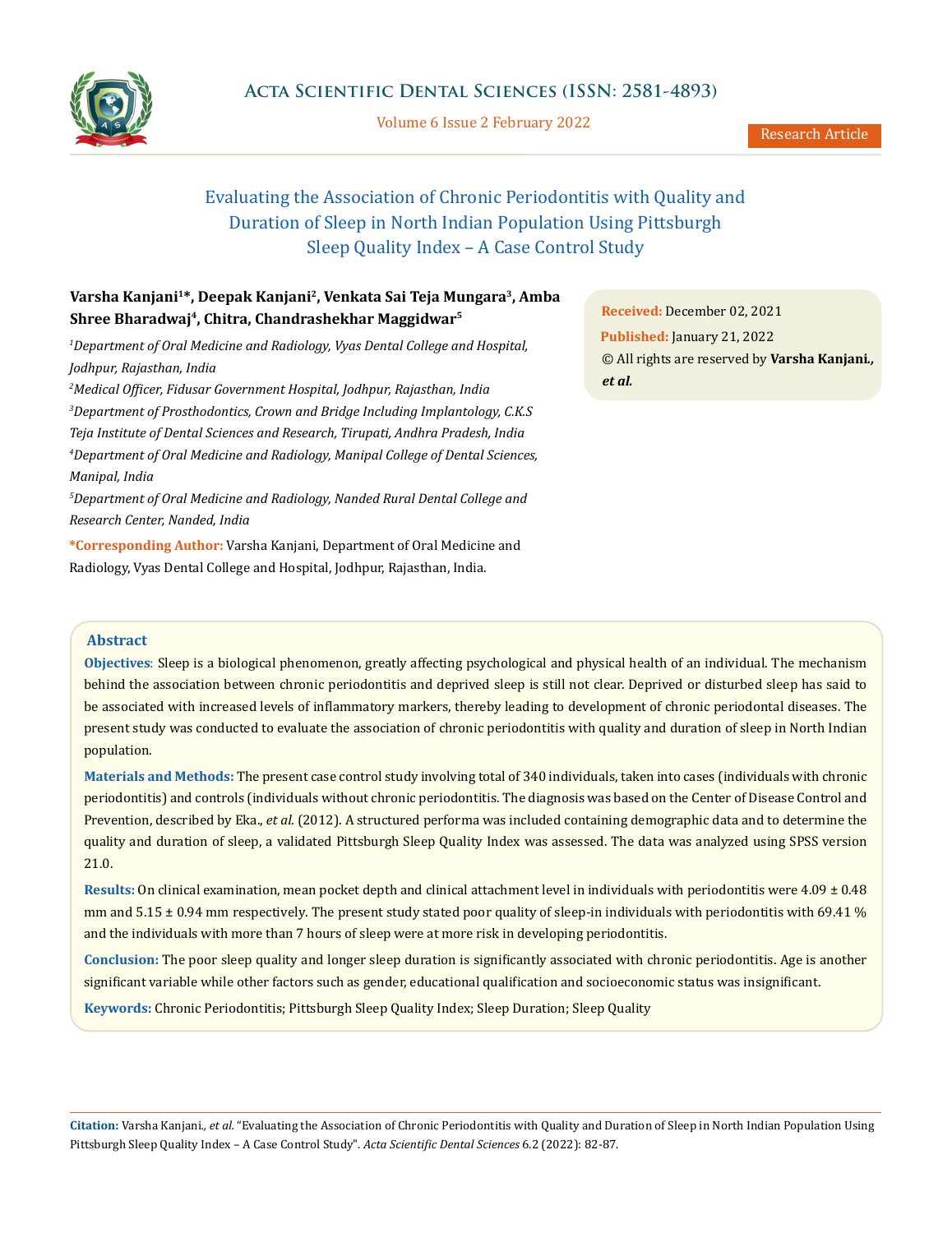# Evaluating the Association of Chronic Periodontitis with Quality and Duration of Sleep in North Indian Population Using Pittsburgh Sleep Quality Index – A Case Control Study

**Varsha Kanjani[1]*, Deepak Kanjani[2], Venkata Sai Teja Mungara[3], Amba Shree Bharadwaj[4], Chitra, Chandrashekhar Maggidwar[5]**

[1]*Department of Oral Medicine and Radiology, Vyas Dental College and Hospital, Jodhpur, Rajasthan, India*

[2]*Medical Officer, Fidusar Government Hospital, Jodhpur, Rajasthan, India*

[3]*Department of Prosthodontics, Crown and Bridge Including Implantology, C.K.S Teja Institute of Dental Sciences and Research, Tirupati, Andhra Pradesh, India*

[4]*Department of Oral Medicine and Radiology, Manipal College of Dental Sciences, Manipal, India*

[5]*Department of Oral Medicine and Radiology, Nanded Rural Dental College and Research Center, Nanded, India*

**\*Corresponding Author:** Varsha Kanjani, Department of Oral Medicine and Radiology, Vyas Dental College and Hospital, Jodhpur, Rajasthan, India.

**Received:** December 02, 2021

**Published:** January 21, 2022

© All rights are reserved by **Varsha Kanjani., *et al.***

## Abstract

**Objectives**: Sleep is a biological phenomenon, greatly affecting psychological and physical health of an individual. The mechanism behind the association between chronic periodontitis and deprived sleep is still not clear. Deprived or disturbed sleep has said to be associated with increased levels of inflammatory markers, thereby leading to development of chronic periodontal diseases. The present study was conducted to evaluate the association of chronic periodontitis with quality and duration of sleep in North Indian population.

**Materials and Methods:** The present case control study involving total of 340 individuals, taken into cases (individuals with chronic periodontitis) and controls (individuals without chronic periodontitis. The diagnosis was based on the Center of Disease Control and Prevention, described by Eka., *et al.* (2012). A structured performa was included containing demographic data and to determine the quality and duration of sleep, a validated Pittsburgh Sleep Quality Index was assessed. The data was analyzed using SPSS version 21.0.

**Results:** On clinical examination, mean pocket depth and clinical attachment level in individuals with periodontitis were 4.09 ± 0.48 mm and 5.15 ± 0.94 mm respectively. The present study stated poor quality of sleep-in individuals with periodontitis with 69.41 % and the individuals with more than 7 hours of sleep were at more risk in developing periodontitis.

**Conclusion:** The poor sleep quality and longer sleep duration is significantly associated with chronic periodontitis. Age is another significant variable while other factors such as gender, educational qualification and socioeconomic status was insignificant.

**Keywords:** Chronic Periodontitis; Pittsburgh Sleep Quality Index; Sleep Duration; Sleep Quality

**Citation:** Varsha Kanjani., *et al.* "Evaluating the Association of Chronic Periodontitis with Quality and Duration of Sleep in North Indian Population Using Pittsburgh Sleep Quality Index – A Case Control Study". *Acta Scientific Dental Sciences* 6.2 (2022): 82-87.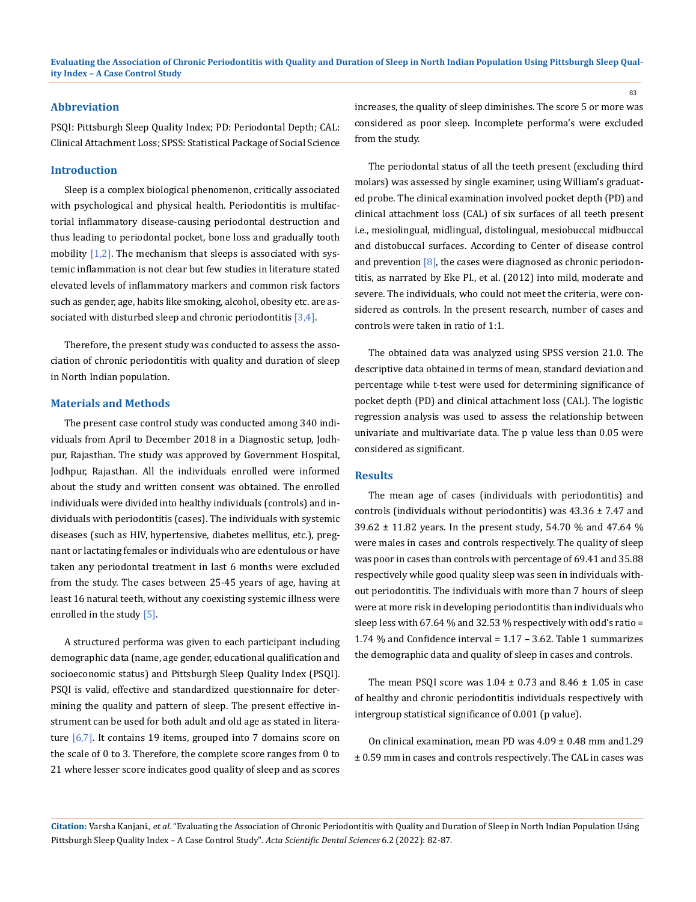## Abbreviation

PSQI: Pittsburgh Sleep Quality Index; PD: Periodontal Depth; CAL: Clinical Attachment Loss; SPSS: Statistical Package of Social Science

## Introduction

Sleep is a complex biological phenomenon, critically associated with psychological and physical health. Periodontitis is multifactorial inflammatory disease-causing periodontal destruction and thus leading to periodontal pocket, bone loss and gradually tooth mobility [1,2]. The mechanism that sleeps is associated with systemic inflammation is not clear but few studies in literature stated elevated levels of inflammatory markers and common risk factors such as gender, age, habits like smoking, alcohol, obesity etc. are associated with disturbed sleep and chronic periodontitis [3,4].

Therefore, the present study was conducted to assess the association of chronic periodontitis with quality and duration of sleep in North Indian population.

## Materials and Methods

The present case control study was conducted among 340 individuals from April to December 2018 in a Diagnostic setup, Jodhpur, Rajasthan. The study was approved by Government Hospital, Jodhpur, Rajasthan. All the individuals enrolled were informed about the study and written consent was obtained. The enrolled individuals were divided into healthy individuals (controls) and individuals with periodontitis (cases). The individuals with systemic diseases (such as HIV, hypertensive, diabetes mellitus, etc.), pregnant or lactating females or individuals who are edentulous or have taken any periodontal treatment in last 6 months were excluded from the study. The cases between 25-45 years of age, having at least 16 natural teeth, without any coexisting systemic illness were enrolled in the study [5].

A structured performa was given to each participant including demographic data (name, age gender, educational qualification and socioeconomic status) and Pittsburgh Sleep Quality Index (PSQI). PSQI is valid, effective and standardized questionnaire for determining the quality and pattern of sleep. The present effective instrument can be used for both adult and old age as stated in literature [6,7]. It contains 19 items, grouped into 7 domains score on the scale of 0 to 3. Therefore, the complete score ranges from 0 to 21 where lesser score indicates good quality of sleep and as scores increases, the quality of sleep diminishes. The score 5 or more was considered as poor sleep. Incomplete performa's were excluded from the study.

The periodontal status of all the teeth present (excluding third molars) was assessed by single examiner, using William's graduated probe. The clinical examination involved pocket depth (PD) and clinical attachment loss (CAL) of six surfaces of all teeth present i.e., mesiolingual, midlingual, distolingual, mesiobuccal midbuccal and distobuccal surfaces. According to Center of disease control and prevention [8], the cases were diagnosed as chronic periodontitis, as narrated by Eke PI., et al. (2012) into mild, moderate and severe. The individuals, who could not meet the criteria, were considered as controls. In the present research, number of cases and controls were taken in ratio of 1:1.

The obtained data was analyzed using SPSS version 21.0. The descriptive data obtained in terms of mean, standard deviation and percentage while t-test were used for determining significance of pocket depth (PD) and clinical attachment loss (CAL). The logistic regression analysis was used to assess the relationship between univariate and multivariate data. The p value less than 0.05 were considered as significant.

## Results

The mean age of cases (individuals with periodontitis) and controls (individuals without periodontitis) was 43.36 ± 7.47 and 39.62 ± 11.82 years. In the present study, 54.70 % and 47.64 % were males in cases and controls respectively. The quality of sleep was poor in cases than controls with percentage of 69.41 and 35.88 respectively while good quality sleep was seen in individuals without periodontitis. The individuals with more than 7 hours of sleep were at more risk in developing periodontitis than individuals who sleep less with 67.64 % and 32.53 % respectively with odd's ratio = 1.74 % and Confidence interval = 1.17 – 3.62. Table 1 summarizes the demographic data and quality of sleep in cases and controls.

The mean PSQI score was 1.04 ± 0.73 and 8.46 ± 1.05 in case of healthy and chronic periodontitis individuals respectively with intergroup statistical significance of 0.001 (p value).

On clinical examination, mean PD was 4.09 ± 0.48 mm and1.29 ± 0.59 mm in cases and controls respectively. The CAL in cases was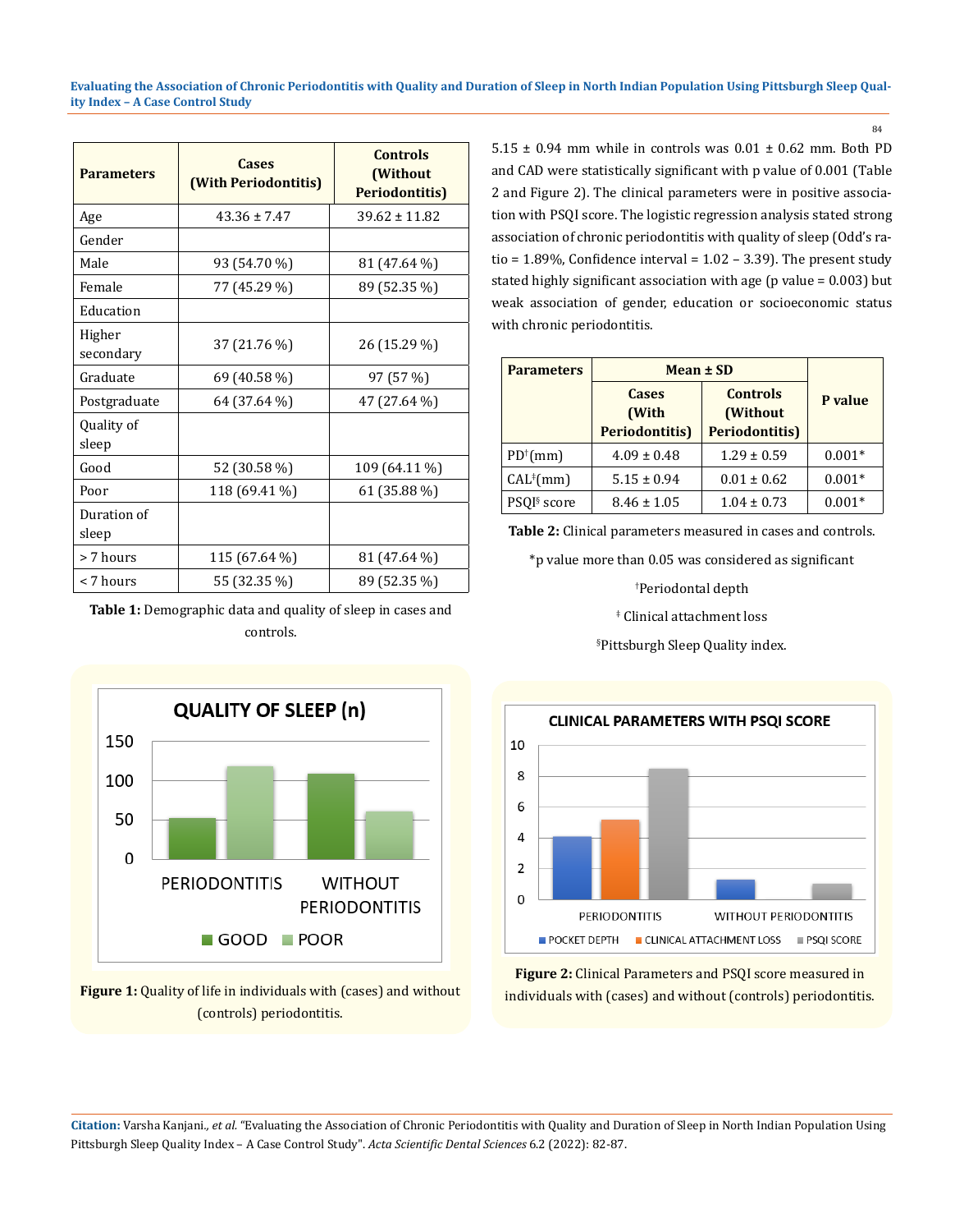| Parameters | Cases (With Periodontitis) | Controls (Without Periodontitis) |
|---|---|---|
| Age | 43.36 ± 7.47 | 39.62 ± 11.82 |
| Gender | | |
| Male | 93 (54.70 %) | 81 (47.64 %) |
| Female | 77 (45.29 %) | 89 (52.35 %) |
| Education | | |
| Higher secondary | 37 (21.76 %) | 26 (15.29 %) |
| Graduate | 69 (40.58 %) | 97 (57 %) |
| Postgraduate | 64 (37.64 %) | 47 (27.64 %) |
| Quality of sleep | | |
| Good | 52 (30.58 %) | 109 (64.11 %) |
| Poor | 118 (69.41 %) | 61 (35.88 %) |
| Duration of sleep | | |
| > 7 hours | 115 (67.64 %) | 81 (47.64 %) |
| < 7 hours | 55 (32.35 %) | 89 (52.35 %) |

**Table 1:** Demographic data and quality of sleep in cases and controls.

5.15 ± 0.94 mm while in controls was 0.01 ± 0.62 mm. Both PD and CAD were statistically significant with p value of 0.001 (Table 2 and Figure 2). The clinical parameters were in positive association with PSQI score. The logistic regression analysis stated strong association of chronic periodontitis with quality of sleep (Odd's ratio = 1.89%, Confidence interval = 1.02 – 3.39). The present study stated highly significant association with age (p value = 0.003) but weak association of gender, education or socioeconomic status with chronic periodontitis.

| Parameters | Mean ± SD | | P value |
|---|---|---|---|
| | Cases (With Periodontitis) | Controls (Without Periodontitis) | |
| PD[†](mm) | 4.09 ± 0.48 | 1.29 ± 0.59 | 0.001* |
| CAL[‡](mm) | 5.15 ± 0.94 | 0.01 ± 0.62 | 0.001* |
| PSQI[§] score | 8.46 ± 1.05 | 1.04 ± 0.73 | 0.001* |

**Table 2:** Clinical parameters measured in cases and controls.

*p value more than 0.05 was considered as significant

[†]Periodontal depth

[‡] Clinical attachment loss

[§]Pittsburgh Sleep Quality index.

**Figure 1:** Quality of life in individuals with (cases) and without (controls) periodontitis.

**Figure 2:** Clinical Parameters and PSQI score measured in individuals with (cases) and without (controls) periodontitis.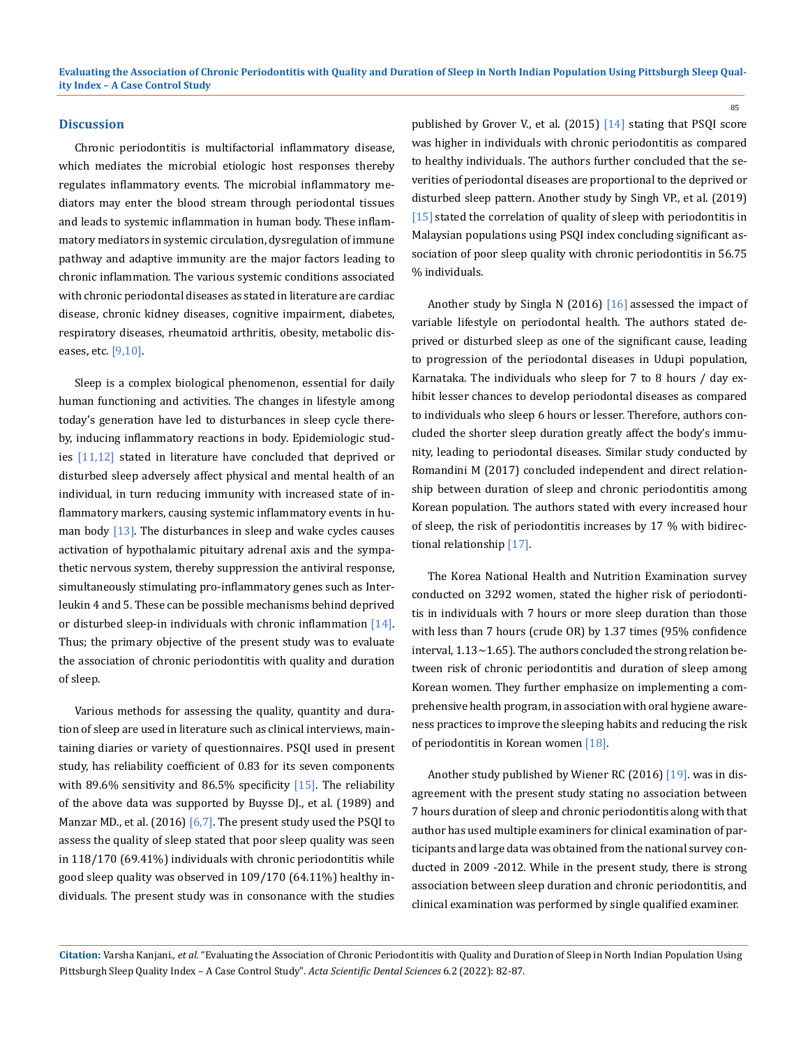## Discussion

Chronic periodontitis is multifactorial inflammatory disease, which mediates the microbial etiologic host responses thereby regulates inflammatory events. The microbial inflammatory mediators may enter the blood stream through periodontal tissues and leads to systemic inflammation in human body. These inflammatory mediators in systemic circulation, dysregulation of immune pathway and adaptive immunity are the major factors leading to chronic inflammation. The various systemic conditions associated with chronic periodontal diseases as stated in literature are cardiac disease, chronic kidney diseases, cognitive impairment, diabetes, respiratory diseases, rheumatoid arthritis, obesity, metabolic diseases, etc. [9,10].

Sleep is a complex biological phenomenon, essential for daily human functioning and activities. The changes in lifestyle among today's generation have led to disturbances in sleep cycle thereby, inducing inflammatory reactions in body. Epidemiologic studies [11,12] stated in literature have concluded that deprived or disturbed sleep adversely affect physical and mental health of an individual, in turn reducing immunity with increased state of inflammatory markers, causing systemic inflammatory events in human body [13]. The disturbances in sleep and wake cycles causes activation of hypothalamic pituitary adrenal axis and the sympathetic nervous system, thereby suppression the antiviral response, simultaneously stimulating pro-inflammatory genes such as Interleukin 4 and 5. These can be possible mechanisms behind deprived or disturbed sleep-in individuals with chronic inflammation [14]. Thus; the primary objective of the present study was to evaluate the association of chronic periodontitis with quality and duration of sleep.

Various methods for assessing the quality, quantity and duration of sleep are used in literature such as clinical interviews, maintaining diaries or variety of questionnaires. PSQI used in present study, has reliability coefficient of 0.83 for its seven components with 89.6% sensitivity and 86.5% specificity [15]. The reliability of the above data was supported by Buysse DJ., et al. (1989) and Manzar MD., et al. (2016) [6,7]. The present study used the PSQI to assess the quality of sleep stated that poor sleep quality was seen in 118/170 (69.41%) individuals with chronic periodontitis while good sleep quality was observed in 109/170 (64.11%) healthy individuals. The present study was in consonance with the studies published by Grover V., et al. (2015) [14] stating that PSQI score was higher in individuals with chronic periodontitis as compared to healthy individuals. The authors further concluded that the severities of periodontal diseases are proportional to the deprived or disturbed sleep pattern. Another study by Singh VP., et al. (2019) [15] stated the correlation of quality of sleep with periodontitis in Malaysian populations using PSQI index concluding significant association of poor sleep quality with chronic periodontitis in 56.75 % individuals.

Another study by Singla N (2016) [16] assessed the impact of variable lifestyle on periodontal health. The authors stated deprived or disturbed sleep as one of the significant cause, leading to progression of the periodontal diseases in Udupi population, Karnataka. The individuals who sleep for 7 to 8 hours / day exhibit lesser chances to develop periodontal diseases as compared to individuals who sleep 6 hours or lesser. Therefore, authors concluded the shorter sleep duration greatly affect the body's immunity, leading to periodontal diseases. Similar study conducted by Romandini M (2017) concluded independent and direct relationship between duration of sleep and chronic periodontitis among Korean population. The authors stated with every increased hour of sleep, the risk of periodontitis increases by 17 % with bidirectional relationship [17].

The Korea National Health and Nutrition Examination survey conducted on 3292 women, stated the higher risk of periodontitis in individuals with 7 hours or more sleep duration than those with less than 7 hours (crude OR) by 1.37 times (95% confidence interval, 1.13~1.65). The authors concluded the strong relation between risk of chronic periodontitis and duration of sleep among Korean women. They further emphasize on implementing a comprehensive health program, in association with oral hygiene awareness practices to improve the sleeping habits and reducing the risk of periodontitis in Korean women [18].

Another study published by Wiener RC (2016) [19]. was in disagreement with the present study stating no association between 7 hours duration of sleep and chronic periodontitis along with that author has used multiple examiners for clinical examination of participants and large data was obtained from the national survey conducted in 2009 -2012. While in the present study, there is strong association between sleep duration and chronic periodontitis, and clinical examination was performed by single qualified examiner.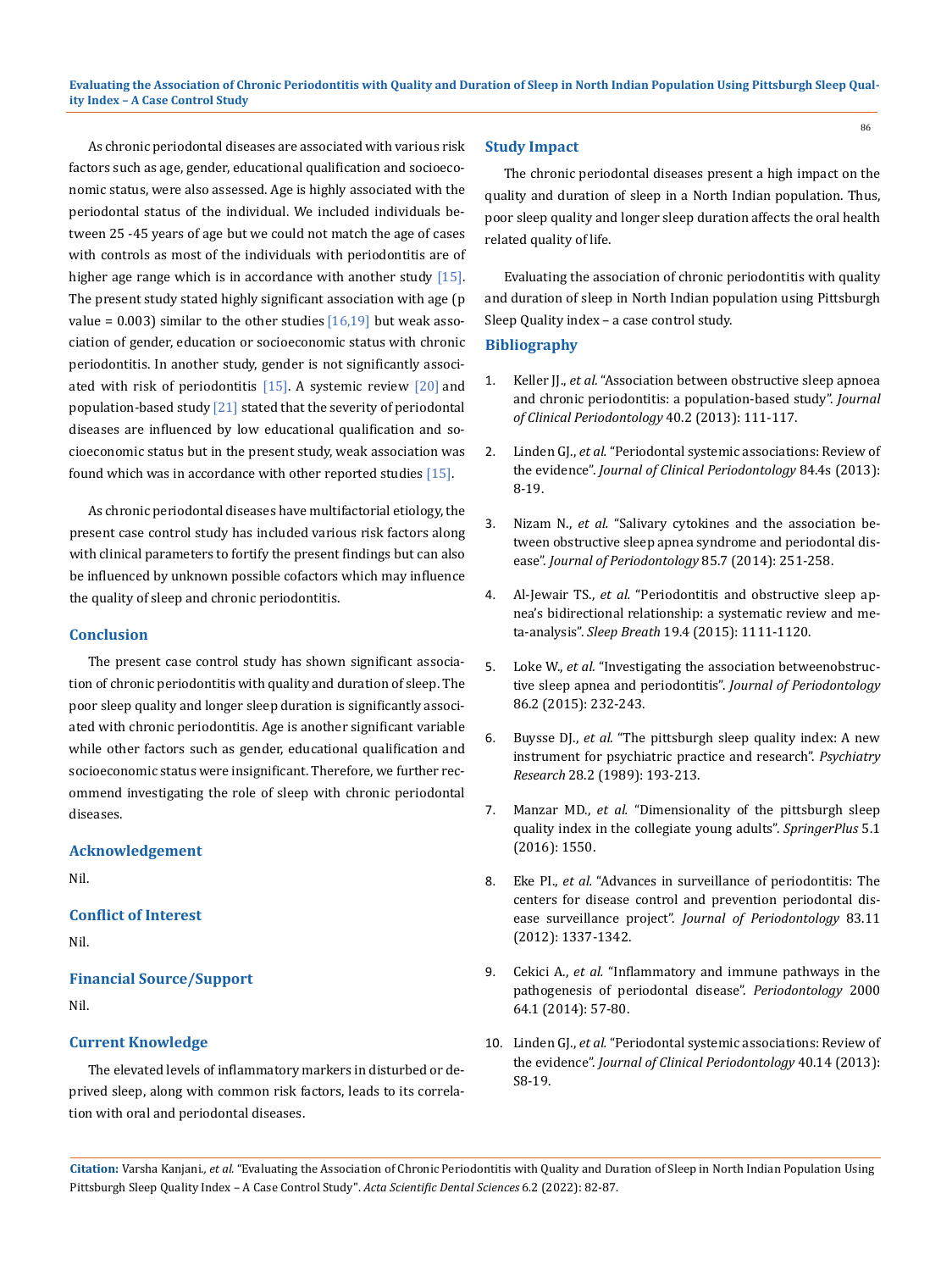As chronic periodontal diseases are associated with various risk factors such as age, gender, educational qualification and socioeconomic status, were also assessed. Age is highly associated with the periodontal status of the individual. We included individuals between 25 -45 years of age but we could not match the age of cases with controls as most of the individuals with periodontitis are of higher age range which is in accordance with another study [15]. The present study stated highly significant association with age (p value = 0.003) similar to the other studies [16,19] but weak association of gender, education or socioeconomic status with chronic periodontitis. In another study, gender is not significantly associated with risk of periodontitis [15]. A systemic review [20] and population-based study [21] stated that the severity of periodontal diseases are influenced by low educational qualification and socioeconomic status but in the present study, weak association was found which was in accordance with other reported studies [15].

As chronic periodontal diseases have multifactorial etiology, the present case control study has included various risk factors along with clinical parameters to fortify the present findings but can also be influenced by unknown possible cofactors which may influence the quality of sleep and chronic periodontitis.

## Conclusion

The present case control study has shown significant association of chronic periodontitis with quality and duration of sleep. The poor sleep quality and longer sleep duration is significantly associated with chronic periodontitis. Age is another significant variable while other factors such as gender, educational qualification and socioeconomic status were insignificant. Therefore, we further recommend investigating the role of sleep with chronic periodontal diseases.

## Acknowledgement

Nil.

## Conflict of Interest

Nil.

## Financial Source/Support

Nil.

## Current Knowledge

The elevated levels of inflammatory markers in disturbed or deprived sleep, along with common risk factors, leads to its correlation with oral and periodontal diseases.

## Study Impact

The chronic periodontal diseases present a high impact on the quality and duration of sleep in a North Indian population. Thus, poor sleep quality and longer sleep duration affects the oral health related quality of life.

Evaluating the association of chronic periodontitis with quality and duration of sleep in North Indian population using Pittsburgh Sleep Quality index – a case control study.

## Bibliography

1. Keller JJ., *et al.* "Association between obstructive sleep apnoea and chronic periodontitis: a population-based study". *Journal of Clinical Periodontology* 40.2 (2013): 111-117.
2. Linden GJ., *et al.* "Periodontal systemic associations: Review of the evidence". *Journal of Clinical Periodontology* 84.4s (2013): 8-19.
3. Nizam N., *et al.* "Salivary cytokines and the association between obstructive sleep apnea syndrome and periodontal disease". *Journal of Periodontology* 85.7 (2014): 251-258.
4. Al-Jewair TS., *et al.* "Periodontitis and obstructive sleep apnea's bidirectional relationship: a systematic review and meta-analysis". *Sleep Breath* 19.4 (2015): 1111-1120.
5. Loke W., *et al.* "Investigating the association betweenobstructive sleep apnea and periodontitis". *Journal of Periodontology* 86.2 (2015): 232-243.
6. Buysse DJ., *et al.* "The pittsburgh sleep quality index: A new instrument for psychiatric practice and research". *Psychiatry Research* 28.2 (1989): 193-213.
7. Manzar MD., *et al.* "Dimensionality of the pittsburgh sleep quality index in the collegiate young adults". *SpringerPlus* 5.1 (2016): 1550.
8. Eke PI., *et al.* "Advances in surveillance of periodontitis: The centers for disease control and prevention periodontal disease surveillance project". *Journal of Periodontology* 83.11 (2012): 1337-1342.
9. Cekici A., *et al.* "Inflammatory and immune pathways in the pathogenesis of periodontal disease". *Periodontology 2000* 64.1 (2014): 57-80.
10. Linden GJ., *et al.* "Periodontal systemic associations: Review of the evidence". *Journal of Clinical Periodontology* 40.14 (2013): S8-19.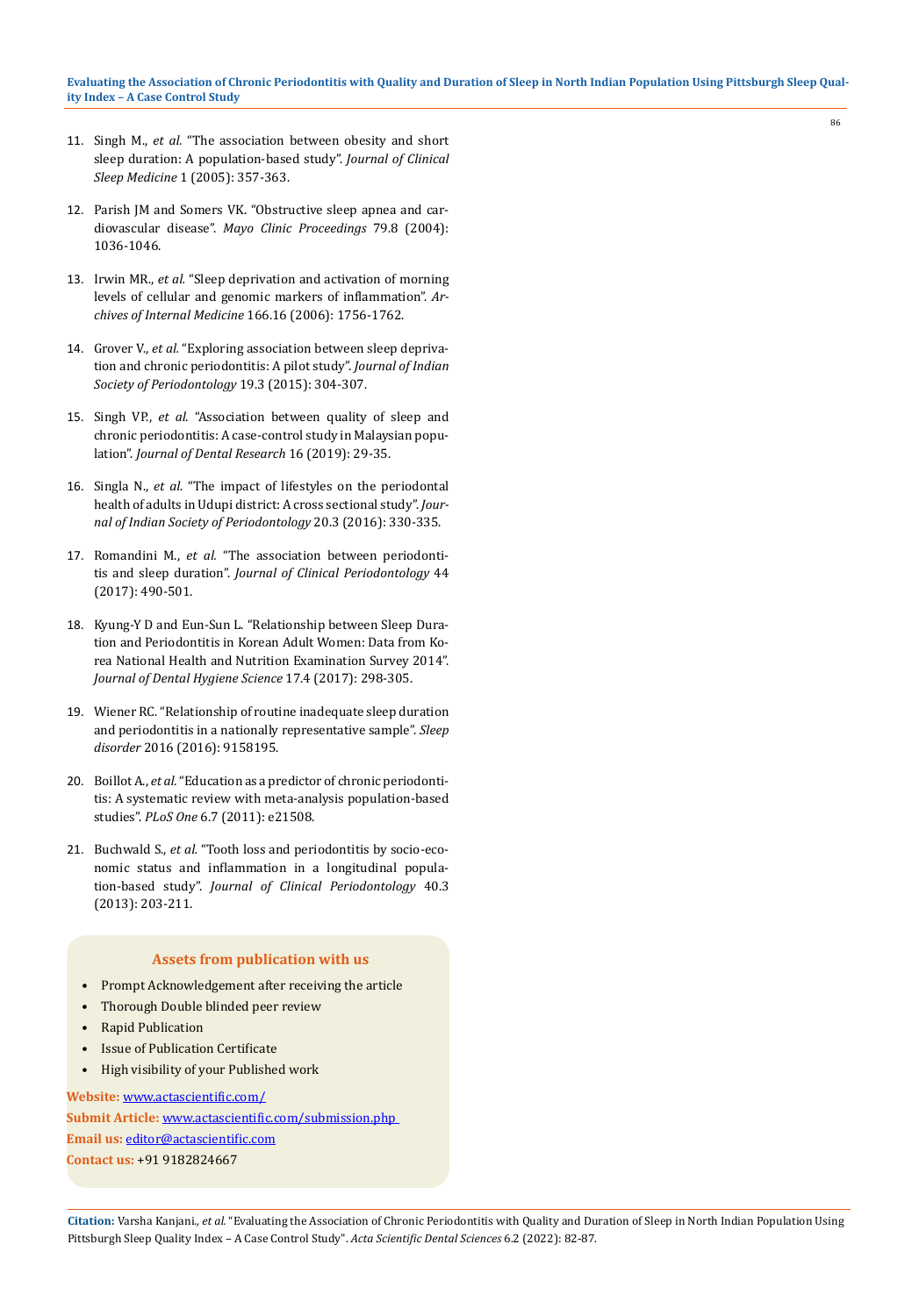11. Singh M., *et al.* "The association between obesity and short sleep duration: A population-based study". *Journal of Clinical Sleep Medicine* 1 (2005): 357-363.

12. Parish JM and Somers VK. "Obstructive sleep apnea and cardiovascular disease". *Mayo Clinic Proceedings* 79.8 (2004): 1036-1046.

13. Irwin MR., *et al.* "Sleep deprivation and activation of morning levels of cellular and genomic markers of inflammation". *Archives of Internal Medicine* 166.16 (2006): 1756-1762.

14. Grover V., *et al.* "Exploring association between sleep deprivation and chronic periodontitis: A pilot study". *Journal of Indian Society of Periodontology* 19.3 (2015): 304-307.

15. Singh VP., *et al.* "Association between quality of sleep and chronic periodontitis: A case-control study in Malaysian population". *Journal of Dental Research* 16 (2019): 29-35.

16. Singla N., *et al.* "The impact of lifestyles on the periodontal health of adults in Udupi district: A cross sectional study". *Journal of Indian Society of Periodontology* 20.3 (2016): 330-335.

17. Romandini M., *et al.* "The association between periodontitis and sleep duration". *Journal of Clinical Periodontology* 44 (2017): 490-501.

18. Kyung-Y D and Eun-Sun L. "Relationship between Sleep Duration and Periodontitis in Korean Adult Women: Data from Korea National Health and Nutrition Examination Survey 2014". *Journal of Dental Hygiene Science* 17.4 (2017): 298-305.

19. Wiener RC. "Relationship of routine inadequate sleep duration and periodontitis in a nationally representative sample". *Sleep disorder* 2016 (2016): 9158195.

20. Boillot A., *et al.* "Education as a predictor of chronic periodontitis: A systematic review with meta-analysis population-based studies". *PLoS One* 6.7 (2011): e21508.

21. Buchwald S., *et al.* "Tooth loss and periodontitis by socio-economic status and inflammation in a longitudinal population-based study". *Journal of Clinical Periodontology* 40.3 (2013): 203-211.

**Assets from publication with us**

- Prompt Acknowledgement after receiving the article
- Thorough Double blinded peer review
- Rapid Publication
- Issue of Publication Certificate
- High visibility of your Published work

**Website:** www.actascientific.com/
**Submit Article:** www.actascientific.com/submission.php
**Email us:** editor@actascientific.com
**Contact us:** +91 9182824667